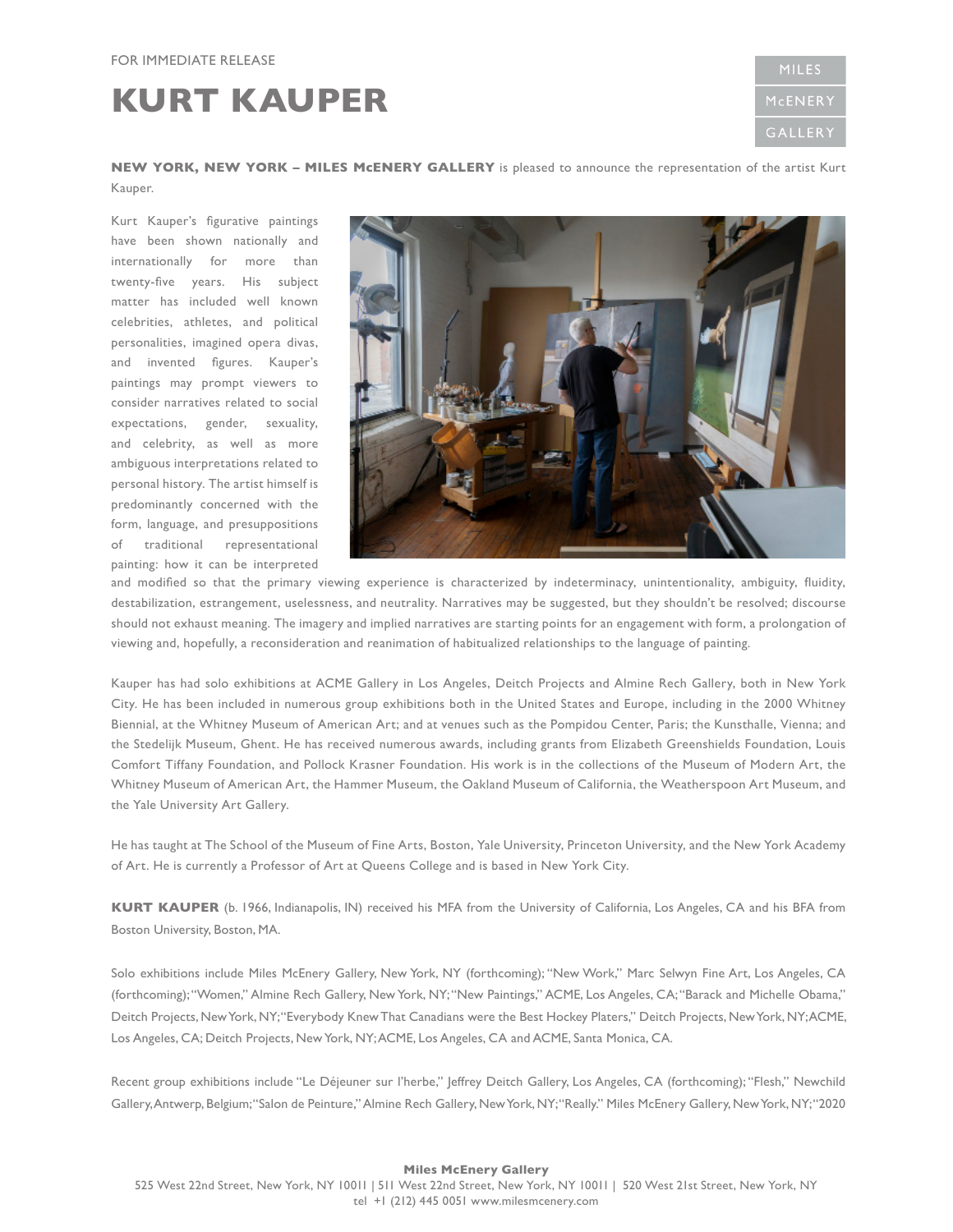FOR IMMEDIATE RELEASE

# KURT KAUPER

MILES McENERY GALLERY

**NEW YORK, NEW YORK – MILES McENERY GALLERY** is pleased to announce the representation of the artist Kurt Kauper.

Kurt Kauper's figurative paintings have been shown nationally and internationally for more than twenty-five years. His subject matter has included well known celebrities, athletes, and political personalities, imagined opera divas, and invented figures. Kauper's paintings may prompt viewers to consider narratives related to social expectations, gender, sexuality, and celebrity, as well as more ambiguous interpretations related to personal history. The artist himself is predominantly concerned with the form, language, and presuppositions of traditional representational painting: how it can be interpreted and modified so that the primary viewing experience is characterized by indeterminacy, unintentionality, ambiguity, fluidity, destabilization, estrangement, uselessness, and neutrality. Narratives may be suggested, but they shouldn't be resolved; discourse should not exhaust meaning. The imagery and implied narratives are starting points for an engagement with form, a prolongation of viewing and, hopefully, a reconsideration and reanimation of habitualized relationships to the language of painting.

Kauper has had solo exhibitions at ACME Gallery in Los Angeles, Deitch Projects and Almine Rech Gallery, both in New York City. He has been included in numerous group exhibitions both in the United States and Europe, including in the 2000 Whitney Biennial, at the Whitney Museum of American Art; and at venues such as the Pompidou Center, Paris; the Kunsthalle, Vienna; and the Stedelijk Museum, Ghent. He has received numerous awards, including grants from Elizabeth Greenshields Foundation, Louis Comfort Tiffany Foundation, and Pollock Krasner Foundation. His work is in the collections of the Museum of Modern Art, the Whitney Museum of American Art, the Hammer Museum, the Oakland Museum of California, the Weatherspoon Art Museum, and the Yale University Art Gallery.

He has taught at The School of the Museum of Fine Arts, Boston, Yale University, Princeton University, and the New York Academy of Art. He is currently a Professor of Art at Queens College and is based in New York City.

**KURT KAUPER** (b. 1966, Indianapolis, IN) received his MFA from the University of California, Los Angeles, CA and his BFA from Boston University, Boston, MA.

Solo exhibitions include Miles McEnery Gallery, New York, NY (forthcoming); "New Work," Marc Selwyn Fine Art, Los Angeles, CA (forthcoming); "Women," Almine Rech Gallery, New York, NY; "New Paintings," ACME, Los Angeles, CA; "Barack and Michelle Obama," Deitch Projects, New York, NY; "Everybody Knew That Canadians were the Best Hockey Platers," Deitch Projects, New York, NY; ACME, Los Angeles, CA; Deitch Projects, New York, NY; ACME, Los Angeles, CA and ACME, Santa Monica, CA.

Recent group exhibitions include "Le Déjeuner sur l'herbe," Jeffrey Deitch Gallery, Los Angeles, CA (forthcoming); "Flesh," Newchild Gallery, Antwerp, Belgium; "Salon de Peinture," Almine Rech Gallery, New York, NY; "Really." Miles McEnery Gallery, New York, NY; "2020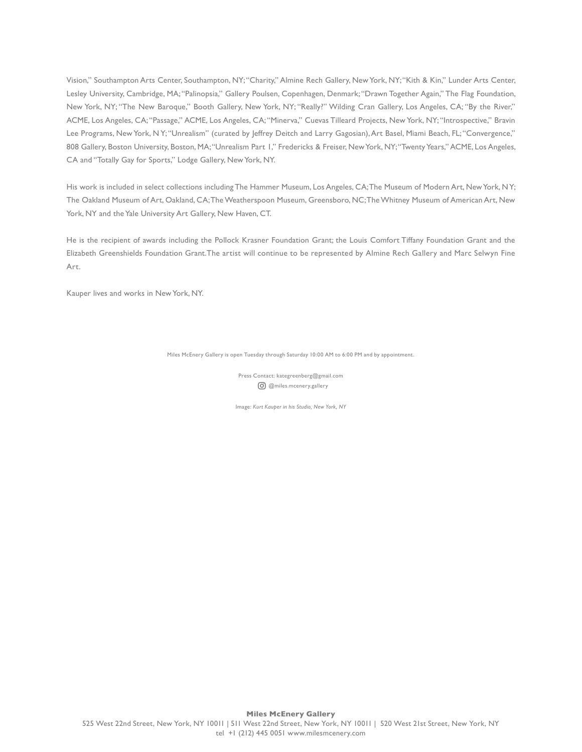Vision," Southampton Arts Center, Southampton, NY; "Charity," Almine Rech Gallery, New York, NY; "Kith & Kin," Lunder Arts Center, Lesley University, Cambridge, MA; "Palinopsia," Gallery Poulsen, Copenhagen, Denmark; "Drawn Together Again," The Flag Foundation, New York, NY; "The New Baroque," Booth Gallery, New York, NY; "Really?" Wilding Cran Gallery, Los Angeles, CA; "By the River," ACME, Los Angeles, CA; "Passage," ACME, Los Angeles, CA; "Minerva," Cuevas Tilleard Projects, New York, NY; "Introspective," Bravin Lee Programs, New York, N Y; "Unrealism" (curated by Jeffrey Deitch and Larry Gagosian), Art Basel, Miami Beach, FL; "Convergence," 808 Gallery, Boston University, Boston, MA; "Unrealism Part 1," Fredericks & Freiser, New York, NY; "Twenty Years," ACME, Los Angeles, CA and "Totally Gay for Sports," Lodge Gallery, New York, NY.

His work is included in select collections including The Hammer Museum, Los Angeles, CA; The Museum of Modern Art, New York, N Y; The Oakland Museum of Art, Oakland, CA; The Weatherspoon Museum, Greensboro, NC; The Whitney Museum of American Art, New York, NY and the Yale University Art Gallery, New Haven, CT.

He is the recipient of awards including the Pollock Krasner Foundation Grant; the Louis Comfort Tiffany Foundation Grant and the Elizabeth Greenshields Foundation Grant. The artist will continue to be represented by Almine Rech Gallery and Marc Selwyn Fine Art.

Kauper lives and works in New York, NY.

Miles McEnery Gallery is open Tuesday through Saturday 10:00 AM to 6:00 PM and by appointment.

Press Contact: kategreenberg@gmail.com
@miles.mcenery.gallery

Image: *Kurt Kauper in his Studio, New York, NY*

**Miles McEnery Gallery**
525 West 22nd Street, New York, NY 10011 | 511 West 22nd Street, New York, NY 10011 | 520 West 21st Street, New York, NY
tel +1 (212) 445 0051 www.milesmcenery.com